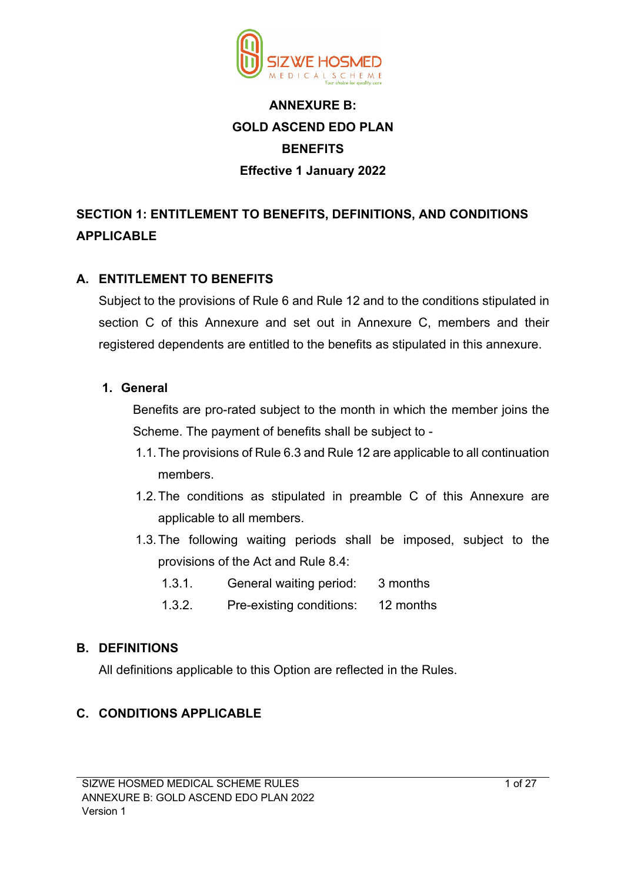# ANNEXURE B:
# GOLD ASCEND EDO PLAN
# BENEFITS
# Effective 1 January 2022

## SECTION 1: ENTITLEMENT TO BENEFITS, DEFINITIONS, AND CONDITIONS APPLICABLE

### A. ENTITLEMENT TO BENEFITS

Subject to the provisions of Rule 6 and Rule 12 and to the conditions stipulated in section C of this Annexure and set out in Annexure C, members and their registered dependents are entitled to the benefits as stipulated in this annexure.

#### 1. General

Benefits are pro-rated subject to the month in which the member joins the Scheme. The payment of benefits shall be subject to -

1.1. The provisions of Rule 6.3 and Rule 12 are applicable to all continuation members.

1.2. The conditions as stipulated in preamble C of this Annexure are applicable to all members.

1.3. The following waiting periods shall be imposed, subject to the provisions of the Act and Rule 8.4:

| | | |
|---|---|---|
| 1.3.1. | General waiting period: | 3 months |
| 1.3.2. | Pre-existing conditions: | 12 months |

### B. DEFINITIONS

All definitions applicable to this Option are reflected in the Rules.

### C. CONDITIONS APPLICABLE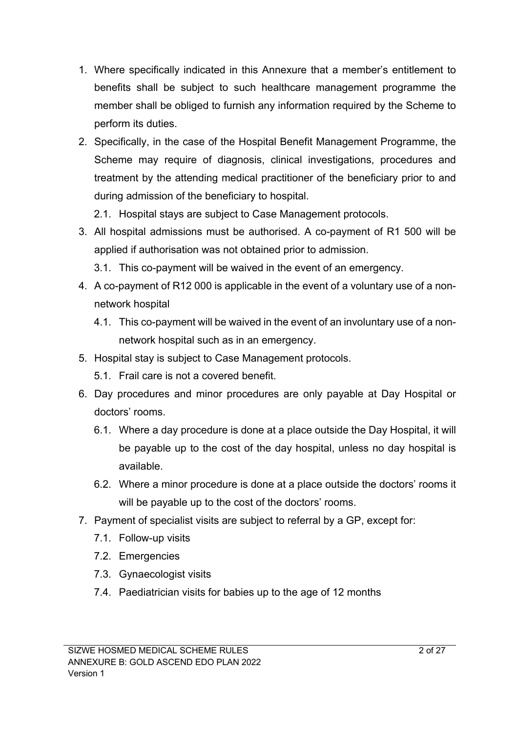1. Where specifically indicated in this Annexure that a member's entitlement to benefits shall be subject to such healthcare management programme the member shall be obliged to furnish any information required by the Scheme to perform its duties.
2. Specifically, in the case of the Hospital Benefit Management Programme, the Scheme may require of diagnosis, clinical investigations, procedures and treatment by the attending medical practitioner of the beneficiary prior to and during admission of the beneficiary to hospital.
   2.1. Hospital stays are subject to Case Management protocols.
3. All hospital admissions must be authorised. A co-payment of R1 500 will be applied if authorisation was not obtained prior to admission.
   3.1. This co-payment will be waived in the event of an emergency.
4. A co-payment of R12 000 is applicable in the event of a voluntary use of a non-network hospital
   4.1. This co-payment will be waived in the event of an involuntary use of a non-network hospital such as in an emergency.
5. Hospital stay is subject to Case Management protocols.
   5.1. Frail care is not a covered benefit.
6. Day procedures and minor procedures are only payable at Day Hospital or doctors' rooms.
   6.1. Where a day procedure is done at a place outside the Day Hospital, it will be payable up to the cost of the day hospital, unless no day hospital is available.
   6.2. Where a minor procedure is done at a place outside the doctors' rooms it will be payable up to the cost of the doctors' rooms.
7. Payment of specialist visits are subject to referral by a GP, except for:
   7.1. Follow-up visits
   7.2. Emergencies
   7.3. Gynaecologist visits
   7.4. Paediatrician visits for babies up to the age of 12 months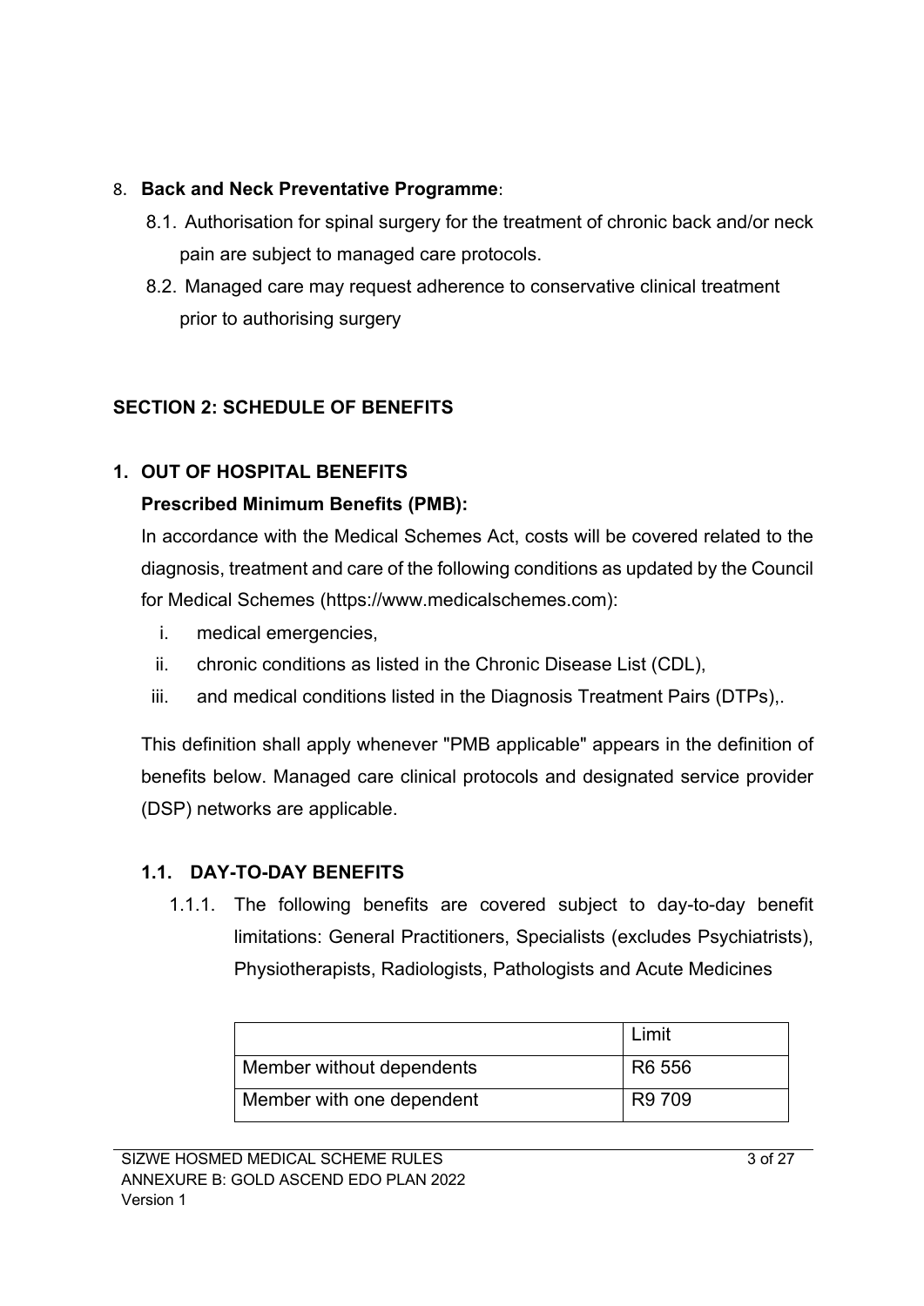8. **Back and Neck Preventative Programme**:

   8.1. Authorisation for spinal surgery for the treatment of chronic back and/or neck pain are subject to managed care protocols.

   8.2. Managed care may request adherence to conservative clinical treatment prior to authorising surgery

## SECTION 2: SCHEDULE OF BENEFITS

### 1. OUT OF HOSPITAL BENEFITS

**Prescribed Minimum Benefits (PMB):**

In accordance with the Medical Schemes Act, costs will be covered related to the diagnosis, treatment and care of the following conditions as updated by the Council for Medical Schemes (https://www.medicalschemes.com):

i. medical emergencies,

ii. chronic conditions as listed in the Chronic Disease List (CDL),

iii. and medical conditions listed in the Diagnosis Treatment Pairs (DTPs),.

This definition shall apply whenever "PMB applicable" appears in the definition of benefits below. Managed care clinical protocols and designated service provider (DSP) networks are applicable.

#### 1.1. DAY-TO-DAY BENEFITS

1.1.1. The following benefits are covered subject to day-to-day benefit limitations: General Practitioners, Specialists (excludes Psychiatrists), Physiotherapists, Radiologists, Pathologists and Acute Medicines

| | Limit |
|---|---|
| Member without dependents | R6 556 |
| Member with one dependent | R9 709 |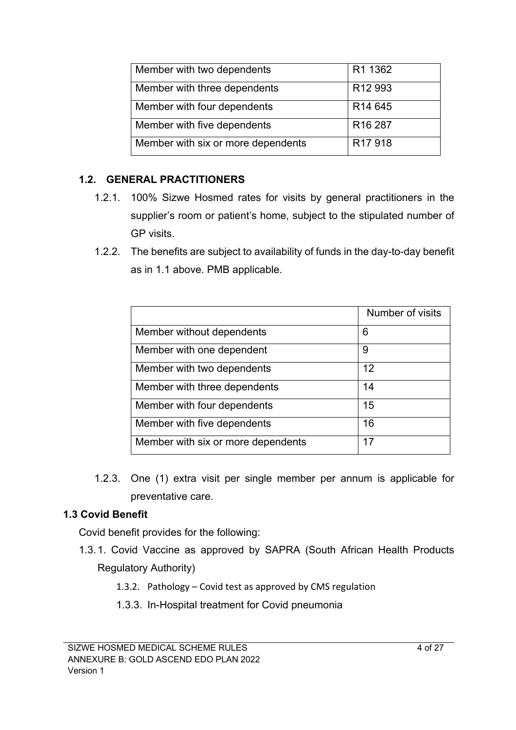| Member with two dependents | R1 1362 |
|---|---|
| Member with three dependents | R12 993 |
| Member with four dependents | R14 645 |
| Member with five dependents | R16 287 |
| Member with six or more dependents | R17 918 |

### 1.2. GENERAL PRACTITIONERS

1.2.1. 100% Sizwe Hosmed rates for visits by general practitioners in the supplier's room or patient's home, subject to the stipulated number of GP visits.

1.2.2. The benefits are subject to availability of funds in the day-to-day benefit as in 1.1 above. PMB applicable.

| | Number of visits |
|---|---|
| Member without dependents | 6 |
| Member with one dependent | 9 |
| Member with two dependents | 12 |
| Member with three dependents | 14 |
| Member with four dependents | 15 |
| Member with five dependents | 16 |
| Member with six or more dependents | 17 |

1.2.3. One (1) extra visit per single member per annum is applicable for preventative care.

### 1.3 Covid Benefit

Covid benefit provides for the following:

1.3.1. Covid Vaccine as approved by SAPRA (South African Health Products Regulatory Authority)

1.3.2. Pathology – Covid test as approved by CMS regulation

1.3.3. In-Hospital treatment for Covid pneumonia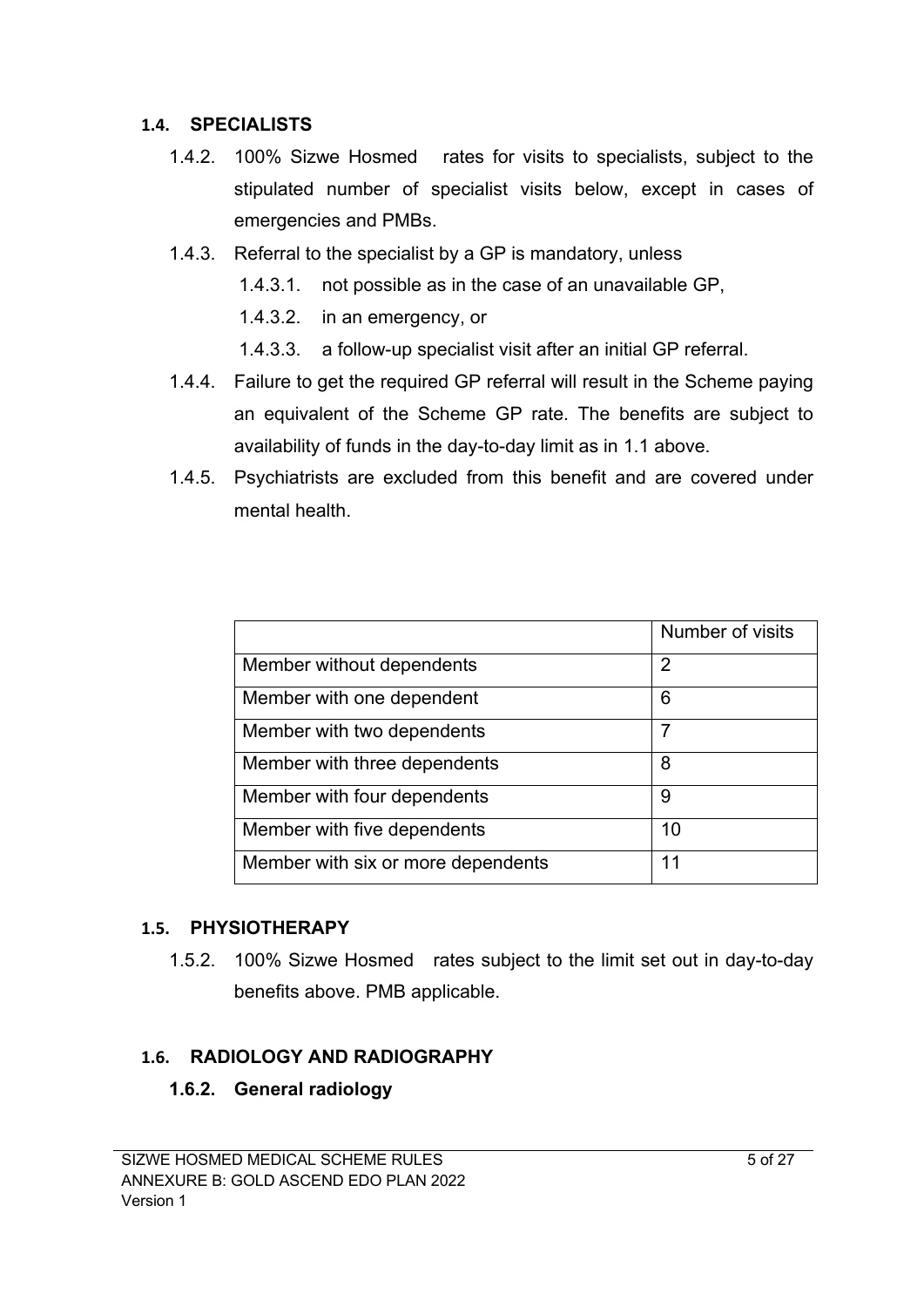### 1.4. SPECIALISTS

1.4.2. 100% Sizwe Hosmed rates for visits to specialists, subject to the stipulated number of specialist visits below, except in cases of emergencies and PMBs.

1.4.3. Referral to the specialist by a GP is mandatory, unless

- 1.4.3.1. not possible as in the case of an unavailable GP,
- 1.4.3.2. in an emergency, or
- 1.4.3.3. a follow-up specialist visit after an initial GP referral.

1.4.4. Failure to get the required GP referral will result in the Scheme paying an equivalent of the Scheme GP rate. The benefits are subject to availability of funds in the day-to-day limit as in 1.1 above.

1.4.5. Psychiatrists are excluded from this benefit and are covered under mental health.

| | Number of visits |
|---|---|
| Member without dependents | 2 |
| Member with one dependent | 6 |
| Member with two dependents | 7 |
| Member with three dependents | 8 |
| Member with four dependents | 9 |
| Member with five dependents | 10 |
| Member with six or more dependents | 11 |

### 1.5. PHYSIOTHERAPY

1.5.2. 100% Sizwe Hosmed rates subject to the limit set out in day-to-day benefits above. PMB applicable.

### 1.6. RADIOLOGY AND RADIOGRAPHY

#### 1.6.2. General radiology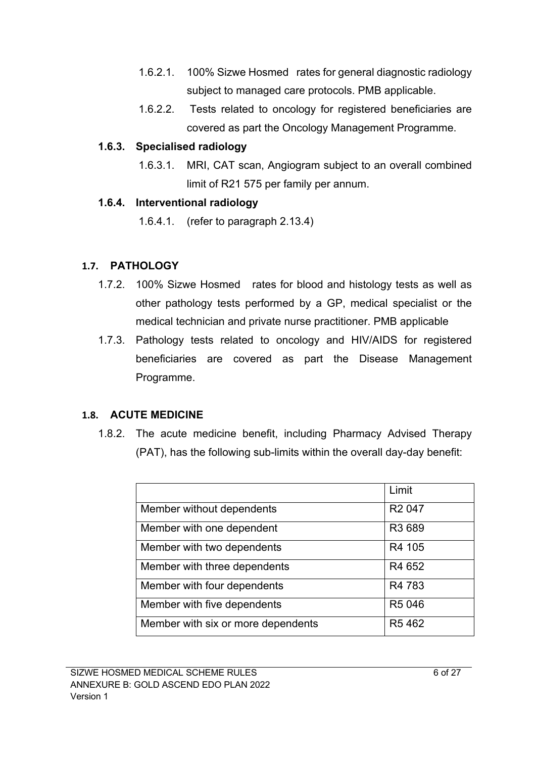1.6.2.1. 100% Sizwe Hosmed rates for general diagnostic radiology subject to managed care protocols. PMB applicable.

1.6.2.2. Tests related to oncology for registered beneficiaries are covered as part the Oncology Management Programme.

### 1.6.3. Specialised radiology

1.6.3.1. MRI, CAT scan, Angiogram subject to an overall combined limit of R21 575 per family per annum.

### 1.6.4. Interventional radiology

1.6.4.1. (refer to paragraph 2.13.4)

## 1.7. PATHOLOGY

1.7.2. 100% Sizwe Hosmed rates for blood and histology tests as well as other pathology tests performed by a GP, medical specialist or the medical technician and private nurse practitioner. PMB applicable

1.7.3. Pathology tests related to oncology and HIV/AIDS for registered beneficiaries are covered as part the Disease Management Programme.

## 1.8. ACUTE MEDICINE

1.8.2. The acute medicine benefit, including Pharmacy Advised Therapy (PAT), has the following sub-limits within the overall day-day benefit:

| | Limit |
|---|---|
| Member without dependents | R2 047 |
| Member with one dependent | R3 689 |
| Member with two dependents | R4 105 |
| Member with three dependents | R4 652 |
| Member with four dependents | R4 783 |
| Member with five dependents | R5 046 |
| Member with six or more dependents | R5 462 |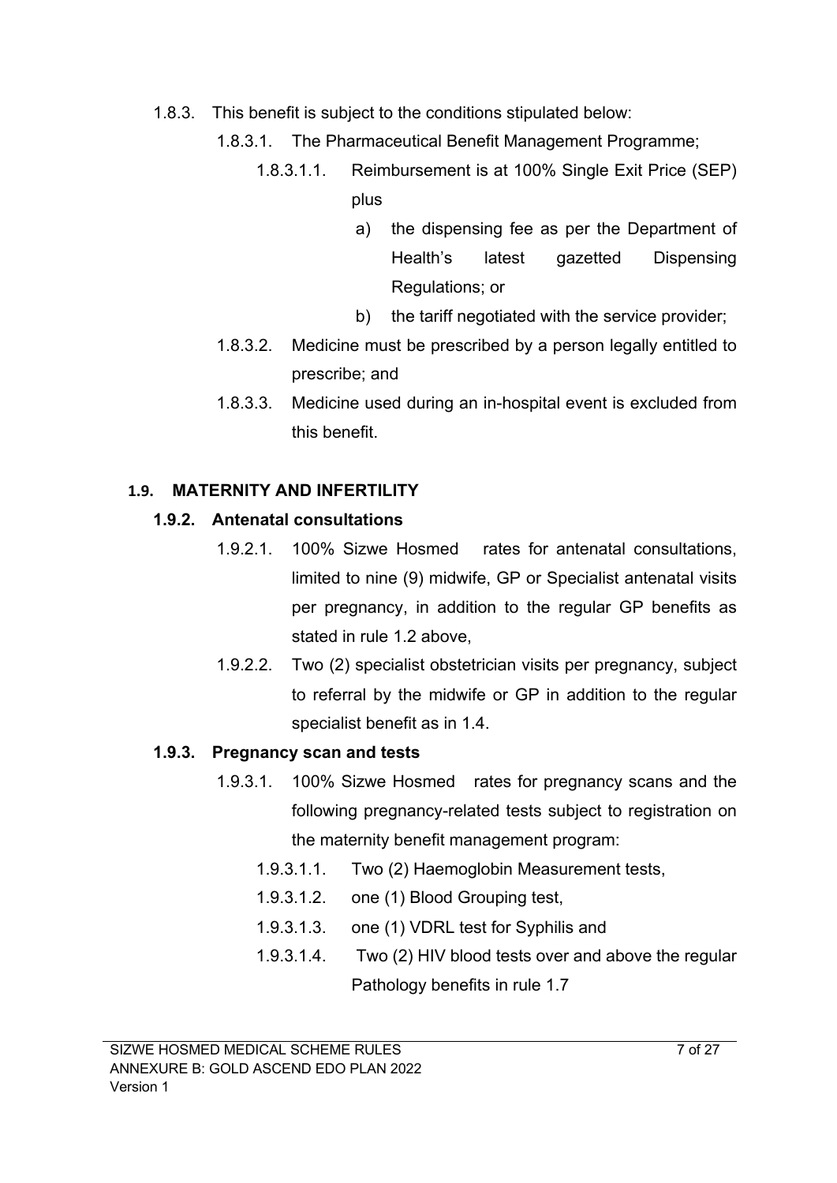1.8.3. This benefit is subject to the conditions stipulated below:

1.8.3.1. The Pharmaceutical Benefit Management Programme;

1.8.3.1.1. Reimbursement is at 100% Single Exit Price (SEP) plus

a) the dispensing fee as per the Department of Health's latest gazetted Dispensing Regulations; or

b) the tariff negotiated with the service provider;

1.8.3.2. Medicine must be prescribed by a person legally entitled to prescribe; and

1.8.3.3. Medicine used during an in-hospital event is excluded from this benefit.

## 1.9. MATERNITY AND INFERTILITY

### 1.9.2. Antenatal consultations

1.9.2.1. 100% Sizwe Hosmed rates for antenatal consultations, limited to nine (9) midwife, GP or Specialist antenatal visits per pregnancy, in addition to the regular GP benefits as stated in rule 1.2 above,

1.9.2.2. Two (2) specialist obstetrician visits per pregnancy, subject to referral by the midwife or GP in addition to the regular specialist benefit as in 1.4.

### 1.9.3. Pregnancy scan and tests

1.9.3.1. 100% Sizwe Hosmed rates for pregnancy scans and the following pregnancy-related tests subject to registration on the maternity benefit management program:

1.9.3.1.1. Two (2) Haemoglobin Measurement tests,

1.9.3.1.2. one (1) Blood Grouping test,

1.9.3.1.3. one (1) VDRL test for Syphilis and

1.9.3.1.4. Two (2) HIV blood tests over and above the regular Pathology benefits in rule 1.7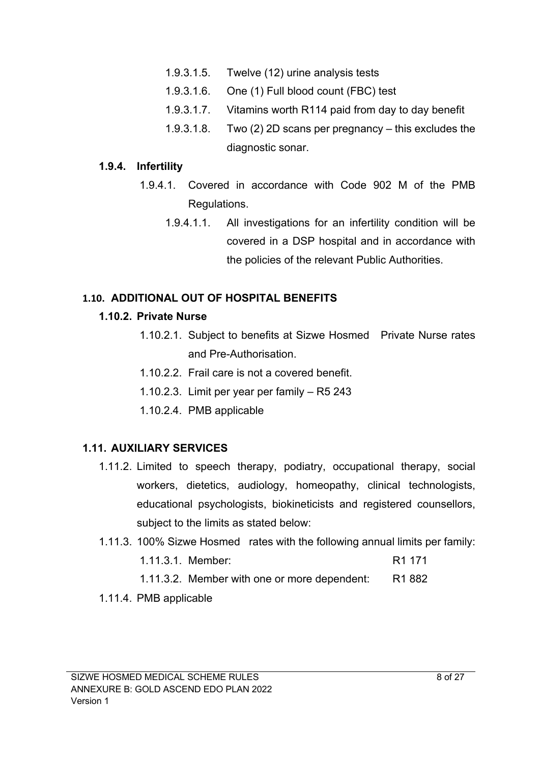- 1.9.3.1.5. Twelve (12) urine analysis tests
- 1.9.3.1.6. One (1) Full blood count (FBC) test
- 1.9.3.1.7. Vitamins worth R114 paid from day to day benefit
- 1.9.3.1.8. Two (2) 2D scans per pregnancy – this excludes the diagnostic sonar.

### 1.9.4. Infertility

1.9.4.1. Covered in accordance with Code 902 M of the PMB Regulations.

1.9.4.1.1. All investigations for an infertility condition will be covered in a DSP hospital and in accordance with the policies of the relevant Public Authorities.

## 1.10. ADDITIONAL OUT OF HOSPITAL BENEFITS

### 1.10.2. Private Nurse

- 1.10.2.1. Subject to benefits at Sizwe Hosmed Private Nurse rates and Pre-Authorisation.
- 1.10.2.2. Frail care is not a covered benefit.
- 1.10.2.3. Limit per year per family – R5 243
- 1.10.2.4. PMB applicable

## 1.11. AUXILIARY SERVICES

1.11.2. Limited to speech therapy, podiatry, occupational therapy, social workers, dietetics, audiology, homeopathy, clinical technologists, educational psychologists, biokineticists and registered counsellors, subject to the limits as stated below:

1.11.3. 100% Sizwe Hosmed rates with the following annual limits per family:

| | |
|---|---|
| 1.11.3.1. Member: | R1 171 |
| 1.11.3.2. Member with one or more dependent: | R1 882 |

1.11.4. PMB applicable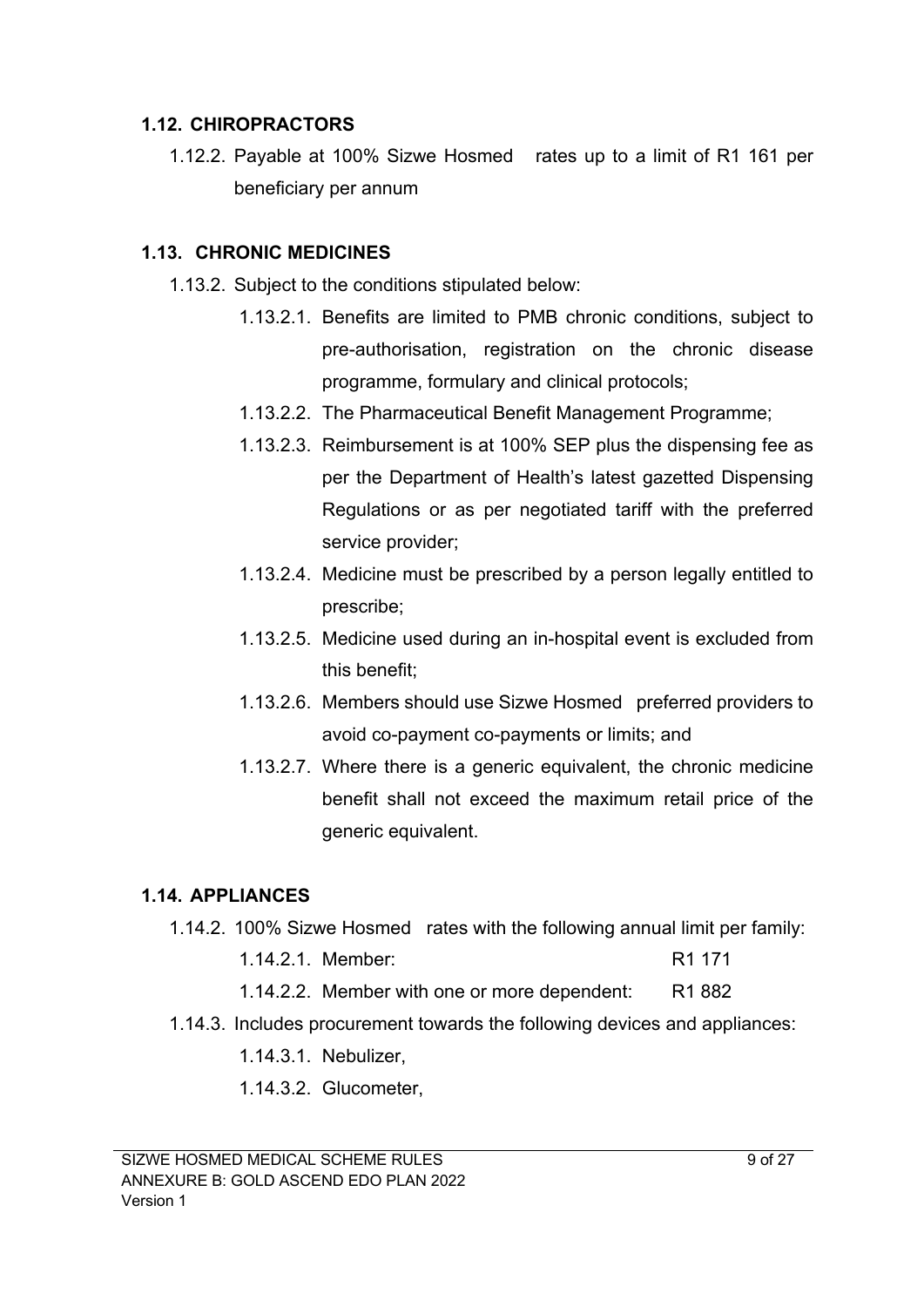### 1.12. CHIROPRACTORS

1.12.2. Payable at 100% Sizwe Hosmed rates up to a limit of R1 161 per beneficiary per annum

### 1.13. CHRONIC MEDICINES

1.13.2. Subject to the conditions stipulated below:

- 1.13.2.1. Benefits are limited to PMB chronic conditions, subject to pre-authorisation, registration on the chronic disease programme, formulary and clinical protocols;
- 1.13.2.2. The Pharmaceutical Benefit Management Programme;
- 1.13.2.3. Reimbursement is at 100% SEP plus the dispensing fee as per the Department of Health's latest gazetted Dispensing Regulations or as per negotiated tariff with the preferred service provider;
- 1.13.2.4. Medicine must be prescribed by a person legally entitled to prescribe;
- 1.13.2.5. Medicine used during an in-hospital event is excluded from this benefit;
- 1.13.2.6. Members should use Sizwe Hosmed preferred providers to avoid co-payment co-payments or limits; and
- 1.13.2.7. Where there is a generic equivalent, the chronic medicine benefit shall not exceed the maximum retail price of the generic equivalent.

### 1.14. APPLIANCES

1.14.2. 100% Sizwe Hosmed rates with the following annual limit per family:

- 1.14.2.1. Member: R1 171
- 1.14.2.2. Member with one or more dependent: R1 882

1.14.3. Includes procurement towards the following devices and appliances:

- 1.14.3.1. Nebulizer,
- 1.14.3.2. Glucometer,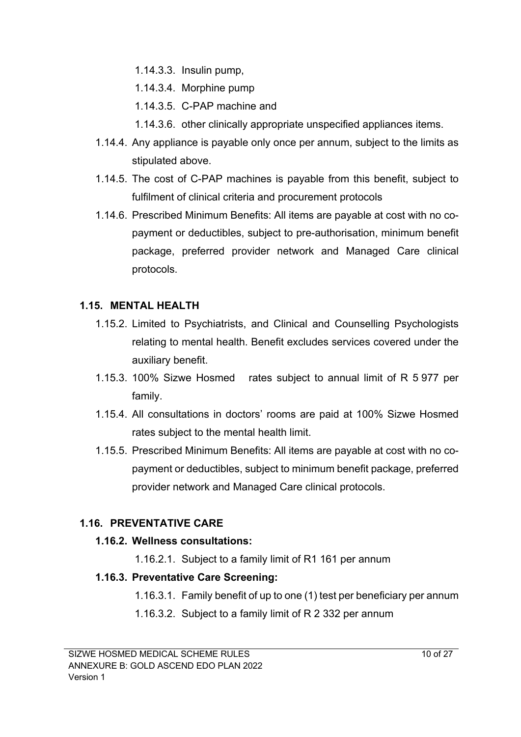1.14.3.3. Insulin pump,

1.14.3.4. Morphine pump

1.14.3.5. C-PAP machine and

1.14.3.6. other clinically appropriate unspecified appliances items.

1.14.4. Any appliance is payable only once per annum, subject to the limits as stipulated above.

1.14.5. The cost of C-PAP machines is payable from this benefit, subject to fulfilment of clinical criteria and procurement protocols

1.14.6. Prescribed Minimum Benefits: All items are payable at cost with no co-payment or deductibles, subject to pre-authorisation, minimum benefit package, preferred provider network and Managed Care clinical protocols.

## 1.15. MENTAL HEALTH

1.15.2. Limited to Psychiatrists, and Clinical and Counselling Psychologists relating to mental health. Benefit excludes services covered under the auxiliary benefit.

1.15.3. 100% Sizwe Hosmed rates subject to annual limit of R 5 977 per family.

1.15.4. All consultations in doctors' rooms are paid at 100% Sizwe Hosmed rates subject to the mental health limit.

1.15.5. Prescribed Minimum Benefits: All items are payable at cost with no co-payment or deductibles, subject to minimum benefit package, preferred provider network and Managed Care clinical protocols.

## 1.16. PREVENTATIVE CARE

### 1.16.2. Wellness consultations:

1.16.2.1. Subject to a family limit of R1 161 per annum

### 1.16.3. Preventative Care Screening:

1.16.3.1. Family benefit of up to one (1) test per beneficiary per annum

1.16.3.2. Subject to a family limit of R 2 332 per annum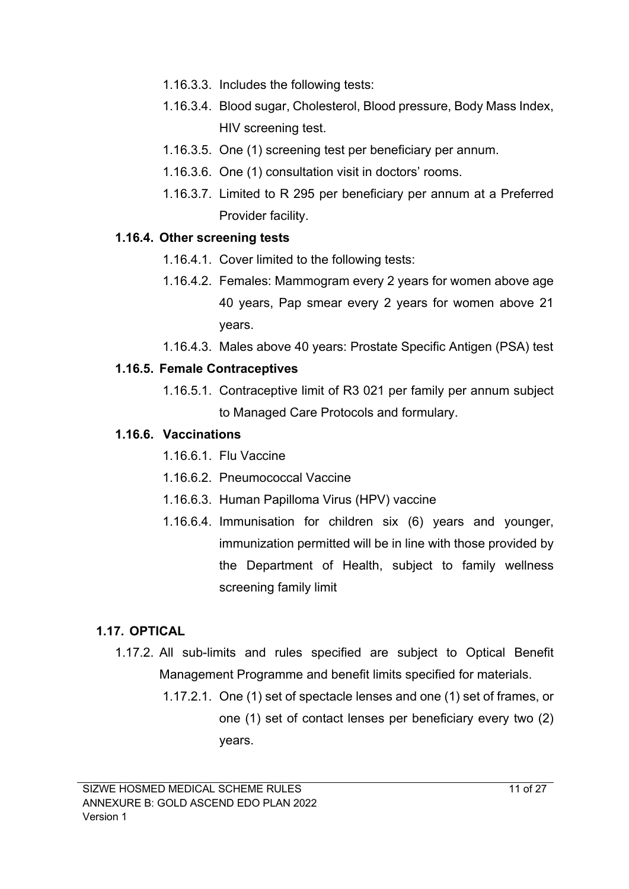1.16.3.3. Includes the following tests:

1.16.3.4. Blood sugar, Cholesterol, Blood pressure, Body Mass Index, HIV screening test.

1.16.3.5. One (1) screening test per beneficiary per annum.

1.16.3.6. One (1) consultation visit in doctors' rooms.

1.16.3.7. Limited to R 295 per beneficiary per annum at a Preferred Provider facility.

### 1.16.4. Other screening tests

1.16.4.1. Cover limited to the following tests:

1.16.4.2. Females: Mammogram every 2 years for women above age 40 years, Pap smear every 2 years for women above 21 years.

1.16.4.3. Males above 40 years: Prostate Specific Antigen (PSA) test

### 1.16.5. Female Contraceptives

1.16.5.1. Contraceptive limit of R3 021 per family per annum subject to Managed Care Protocols and formulary.

### 1.16.6. Vaccinations

1.16.6.1. Flu Vaccine

1.16.6.2. Pneumococcal Vaccine

1.16.6.3. Human Papilloma Virus (HPV) vaccine

1.16.6.4. Immunisation for children six (6) years and younger, immunization permitted will be in line with those provided by the Department of Health, subject to family wellness screening family limit

## 1.17. OPTICAL

1.17.2. All sub-limits and rules specified are subject to Optical Benefit Management Programme and benefit limits specified for materials.

1.17.2.1. One (1) set of spectacle lenses and one (1) set of frames, or one (1) set of contact lenses per beneficiary every two (2) years.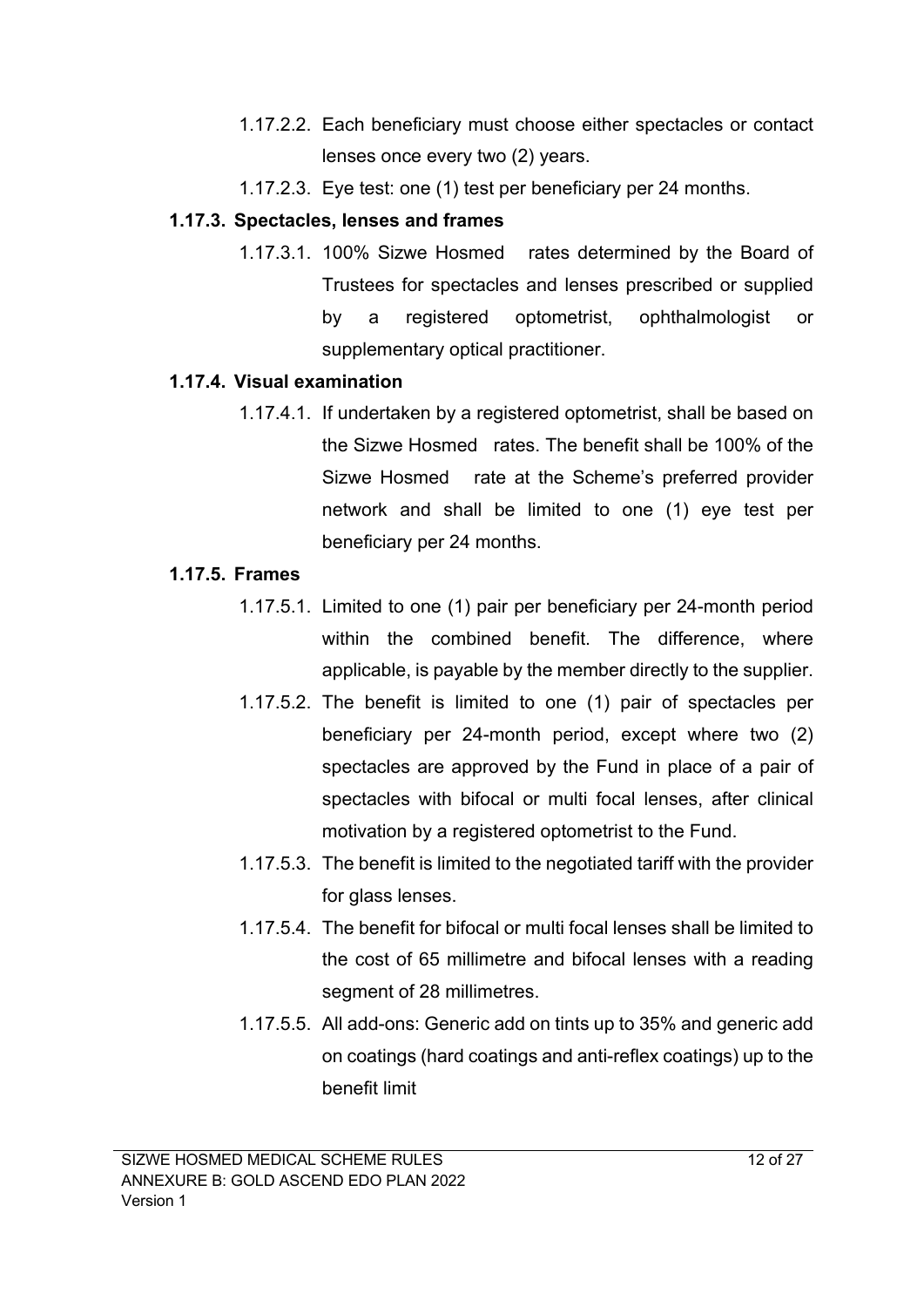1.17.2.2. Each beneficiary must choose either spectacles or contact lenses once every two (2) years.

1.17.2.3. Eye test: one (1) test per beneficiary per 24 months.

**1.17.3. Spectacles, lenses and frames**

1.17.3.1. 100% Sizwe Hosmed rates determined by the Board of Trustees for spectacles and lenses prescribed or supplied by a registered optometrist, ophthalmologist or supplementary optical practitioner.

**1.17.4. Visual examination**

1.17.4.1. If undertaken by a registered optometrist, shall be based on the Sizwe Hosmed rates. The benefit shall be 100% of the Sizwe Hosmed rate at the Scheme's preferred provider network and shall be limited to one (1) eye test per beneficiary per 24 months.

**1.17.5. Frames**

1.17.5.1. Limited to one (1) pair per beneficiary per 24-month period within the combined benefit. The difference, where applicable, is payable by the member directly to the supplier.

1.17.5.2. The benefit is limited to one (1) pair of spectacles per beneficiary per 24-month period, except where two (2) spectacles are approved by the Fund in place of a pair of spectacles with bifocal or multi focal lenses, after clinical motivation by a registered optometrist to the Fund.

1.17.5.3. The benefit is limited to the negotiated tariff with the provider for glass lenses.

1.17.5.4. The benefit for bifocal or multi focal lenses shall be limited to the cost of 65 millimetre and bifocal lenses with a reading segment of 28 millimetres.

1.17.5.5. All add-ons: Generic add on tints up to 35% and generic add on coatings (hard coatings and anti-reflex coatings) up to the benefit limit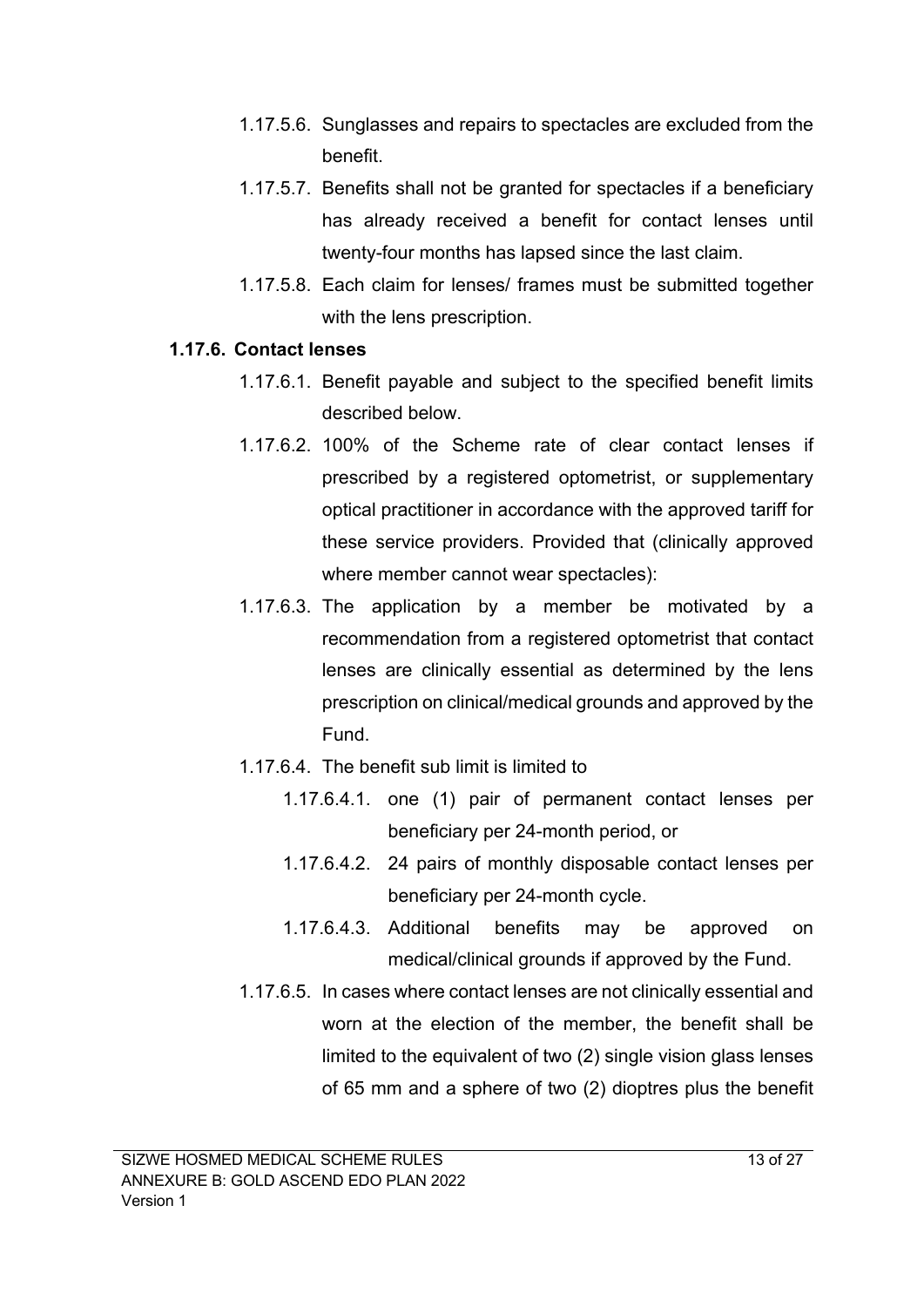1.17.5.6. Sunglasses and repairs to spectacles are excluded from the benefit.

1.17.5.7. Benefits shall not be granted for spectacles if a beneficiary has already received a benefit for contact lenses until twenty-four months has lapsed since the last claim.

1.17.5.8. Each claim for lenses/ frames must be submitted together with the lens prescription.

**1.17.6. Contact lenses**

1.17.6.1. Benefit payable and subject to the specified benefit limits described below.

1.17.6.2. 100% of the Scheme rate of clear contact lenses if prescribed by a registered optometrist, or supplementary optical practitioner in accordance with the approved tariff for these service providers. Provided that (clinically approved where member cannot wear spectacles):

1.17.6.3. The application by a member be motivated by a recommendation from a registered optometrist that contact lenses are clinically essential as determined by the lens prescription on clinical/medical grounds and approved by the Fund.

1.17.6.4. The benefit sub limit is limited to

1.17.6.4.1. one (1) pair of permanent contact lenses per beneficiary per 24-month period, or

1.17.6.4.2. 24 pairs of monthly disposable contact lenses per beneficiary per 24-month cycle.

1.17.6.4.3. Additional benefits may be approved on medical/clinical grounds if approved by the Fund.

1.17.6.5. In cases where contact lenses are not clinically essential and worn at the election of the member, the benefit shall be limited to the equivalent of two (2) single vision glass lenses of 65 mm and a sphere of two (2) dioptres plus the benefit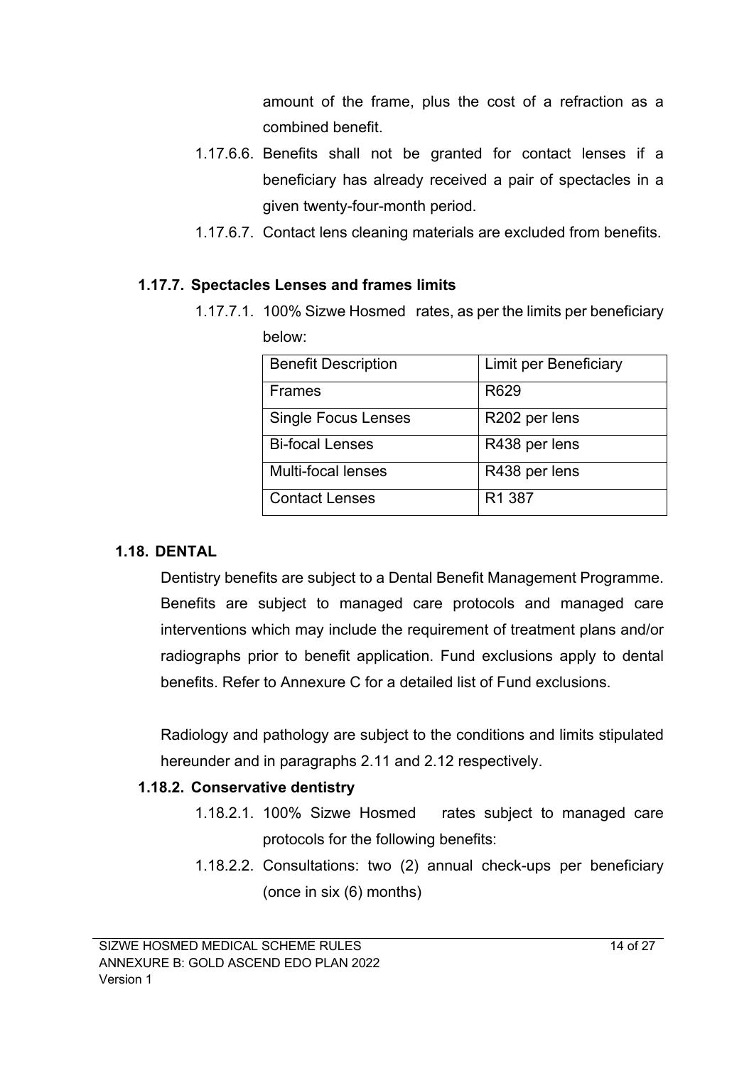amount of the frame, plus the cost of a refraction as a combined benefit.

1.17.6.6. Benefits shall not be granted for contact lenses if a beneficiary has already received a pair of spectacles in a given twenty-four-month period.

1.17.6.7. Contact lens cleaning materials are excluded from benefits.

### 1.17.7. Spectacles Lenses and frames limits

1.17.7.1. 100% Sizwe Hosmed rates, as per the limits per beneficiary below:

| Benefit Description | Limit per Beneficiary |
|---|---|
| Frames | R629 |
| Single Focus Lenses | R202 per lens |
| Bi-focal Lenses | R438 per lens |
| Multi-focal lenses | R438 per lens |
| Contact Lenses | R1 387 |

## 1.18. DENTAL

Dentistry benefits are subject to a Dental Benefit Management Programme. Benefits are subject to managed care protocols and managed care interventions which may include the requirement of treatment plans and/or radiographs prior to benefit application. Fund exclusions apply to dental benefits. Refer to Annexure C for a detailed list of Fund exclusions.

Radiology and pathology are subject to the conditions and limits stipulated hereunder and in paragraphs 2.11 and 2.12 respectively.

### 1.18.2. Conservative dentistry

1.18.2.1. 100% Sizwe Hosmed rates subject to managed care protocols for the following benefits:

1.18.2.2. Consultations: two (2) annual check-ups per beneficiary (once in six (6) months)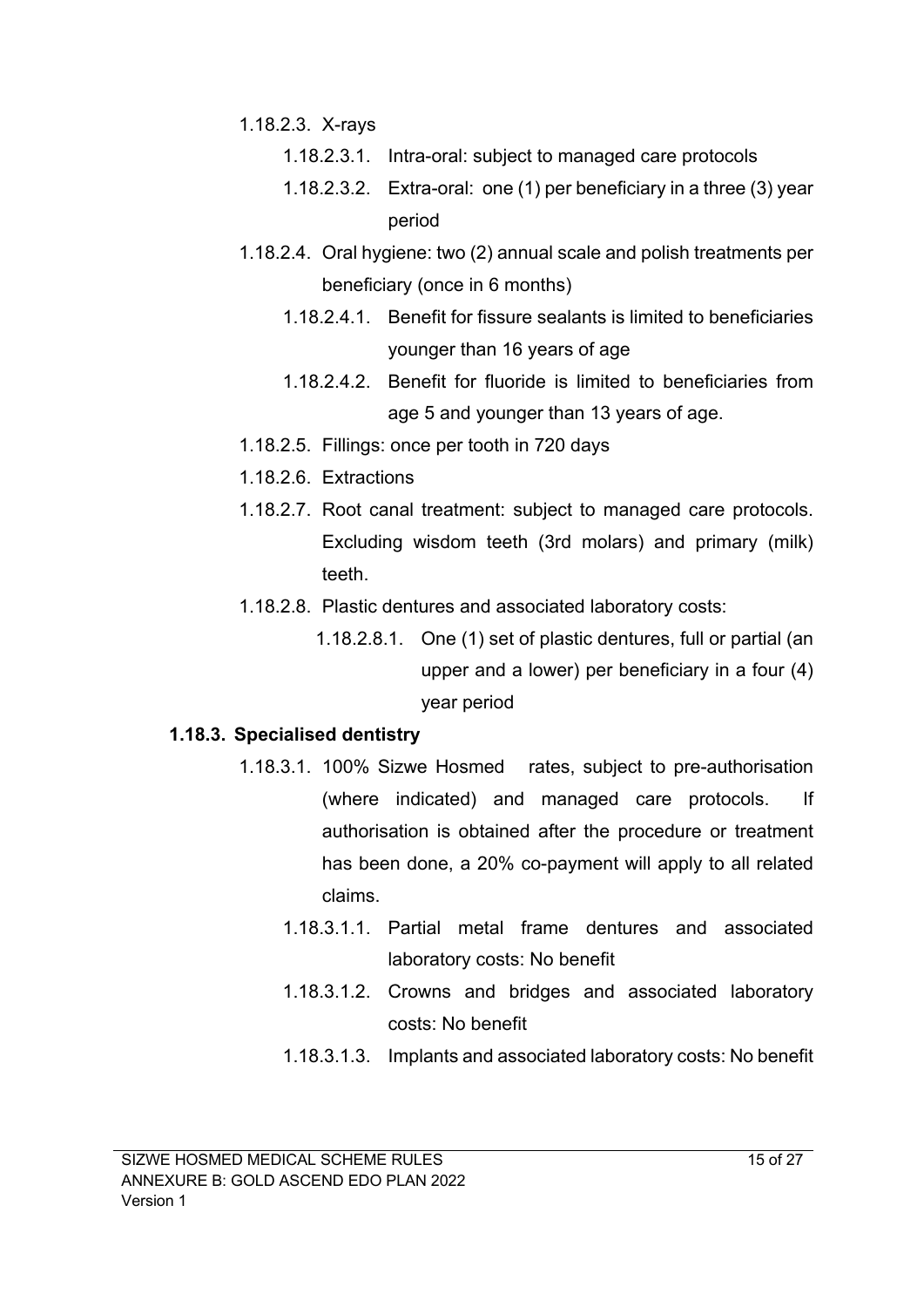1.18.2.3. X-rays

- 1.18.2.3.1. Intra-oral: subject to managed care protocols
- 1.18.2.3.2. Extra-oral: one (1) per beneficiary in a three (3) year period

1.18.2.4. Oral hygiene: two (2) annual scale and polish treatments per beneficiary (once in 6 months)

- 1.18.2.4.1. Benefit for fissure sealants is limited to beneficiaries younger than 16 years of age
- 1.18.2.4.2. Benefit for fluoride is limited to beneficiaries from age 5 and younger than 13 years of age.

1.18.2.5. Fillings: once per tooth in 720 days

1.18.2.6. Extractions

1.18.2.7. Root canal treatment: subject to managed care protocols. Excluding wisdom teeth (3rd molars) and primary (milk) teeth.

1.18.2.8. Plastic dentures and associated laboratory costs:

- 1.18.2.8.1. One (1) set of plastic dentures, full or partial (an upper and a lower) per beneficiary in a four (4) year period

**1.18.3. Specialised dentistry**

1.18.3.1. 100% Sizwe Hosmed rates, subject to pre-authorisation (where indicated) and managed care protocols. If authorisation is obtained after the procedure or treatment has been done, a 20% co-payment will apply to all related claims.

- 1.18.3.1.1. Partial metal frame dentures and associated laboratory costs: No benefit
- 1.18.3.1.2. Crowns and bridges and associated laboratory costs: No benefit
- 1.18.3.1.3. Implants and associated laboratory costs: No benefit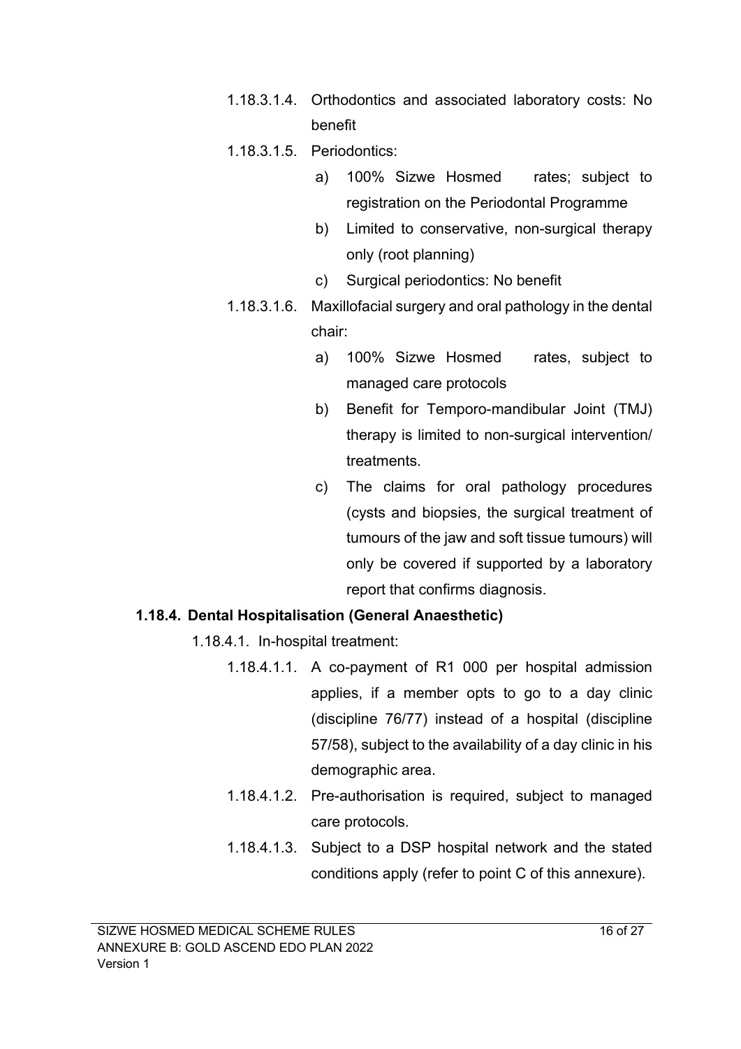1.18.3.1.4. Orthodontics and associated laboratory costs: No benefit

1.18.3.1.5. Periodontics:

a) 100% Sizwe Hosmed rates; subject to registration on the Periodontal Programme

b) Limited to conservative, non-surgical therapy only (root planning)

c) Surgical periodontics: No benefit

1.18.3.1.6. Maxillofacial surgery and oral pathology in the dental chair:

a) 100% Sizwe Hosmed rates, subject to managed care protocols

b) Benefit for Temporo-mandibular Joint (TMJ) therapy is limited to non-surgical intervention/ treatments.

c) The claims for oral pathology procedures (cysts and biopsies, the surgical treatment of tumours of the jaw and soft tissue tumours) will only be covered if supported by a laboratory report that confirms diagnosis.

**1.18.4. Dental Hospitalisation (General Anaesthetic)**

1.18.4.1. In-hospital treatment:

1.18.4.1.1. A co-payment of R1 000 per hospital admission applies, if a member opts to go to a day clinic (discipline 76/77) instead of a hospital (discipline 57/58), subject to the availability of a day clinic in his demographic area.

1.18.4.1.2. Pre-authorisation is required, subject to managed care protocols.

1.18.4.1.3. Subject to a DSP hospital network and the stated conditions apply (refer to point C of this annexure).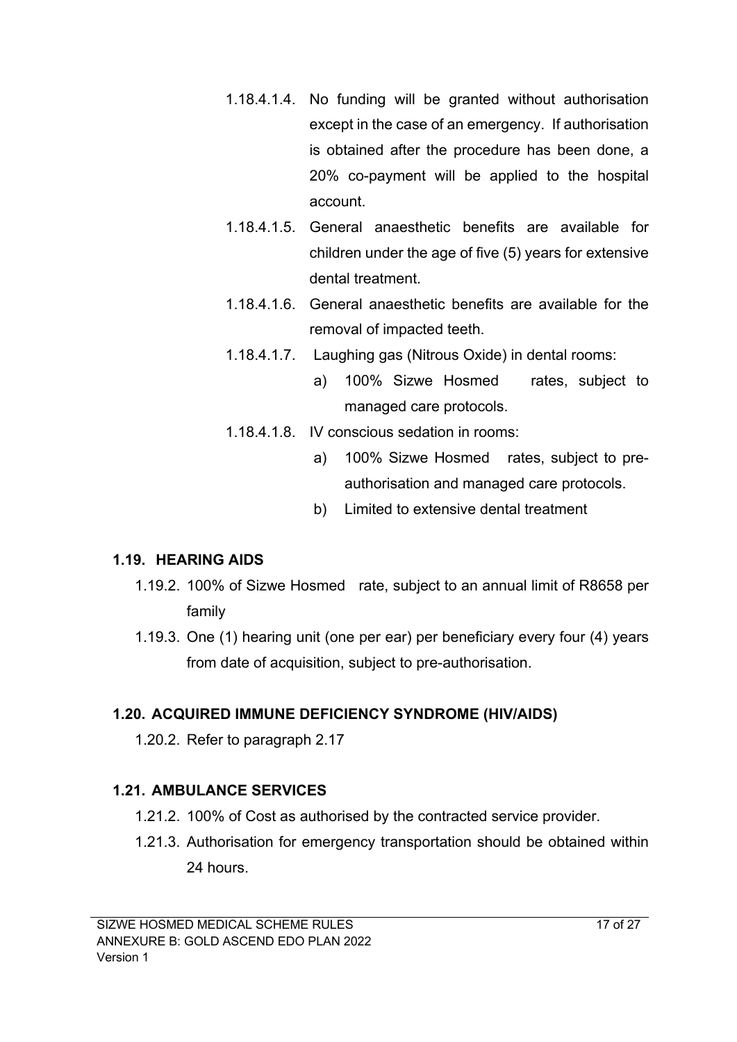- 1.18.4.1.4. No funding will be granted without authorisation except in the case of an emergency. If authorisation is obtained after the procedure has been done, a 20% co-payment will be applied to the hospital account.
- 1.18.4.1.5. General anaesthetic benefits are available for children under the age of five (5) years for extensive dental treatment.
- 1.18.4.1.6. General anaesthetic benefits are available for the removal of impacted teeth.
- 1.18.4.1.7. Laughing gas (Nitrous Oxide) in dental rooms:
  - a) 100% Sizwe Hosmed rates, subject to managed care protocols.
- 1.18.4.1.8. IV conscious sedation in rooms:
  - a) 100% Sizwe Hosmed rates, subject to pre-authorisation and managed care protocols.
  - b) Limited to extensive dental treatment

### 1.19. HEARING AIDS

- 1.19.2. 100% of Sizwe Hosmed rate, subject to an annual limit of R8658 per family
- 1.19.3. One (1) hearing unit (one per ear) per beneficiary every four (4) years from date of acquisition, subject to pre-authorisation.

### 1.20. ACQUIRED IMMUNE DEFICIENCY SYNDROME (HIV/AIDS)

- 1.20.2. Refer to paragraph 2.17

### 1.21. AMBULANCE SERVICES

- 1.21.2. 100% of Cost as authorised by the contracted service provider.
- 1.21.3. Authorisation for emergency transportation should be obtained within 24 hours.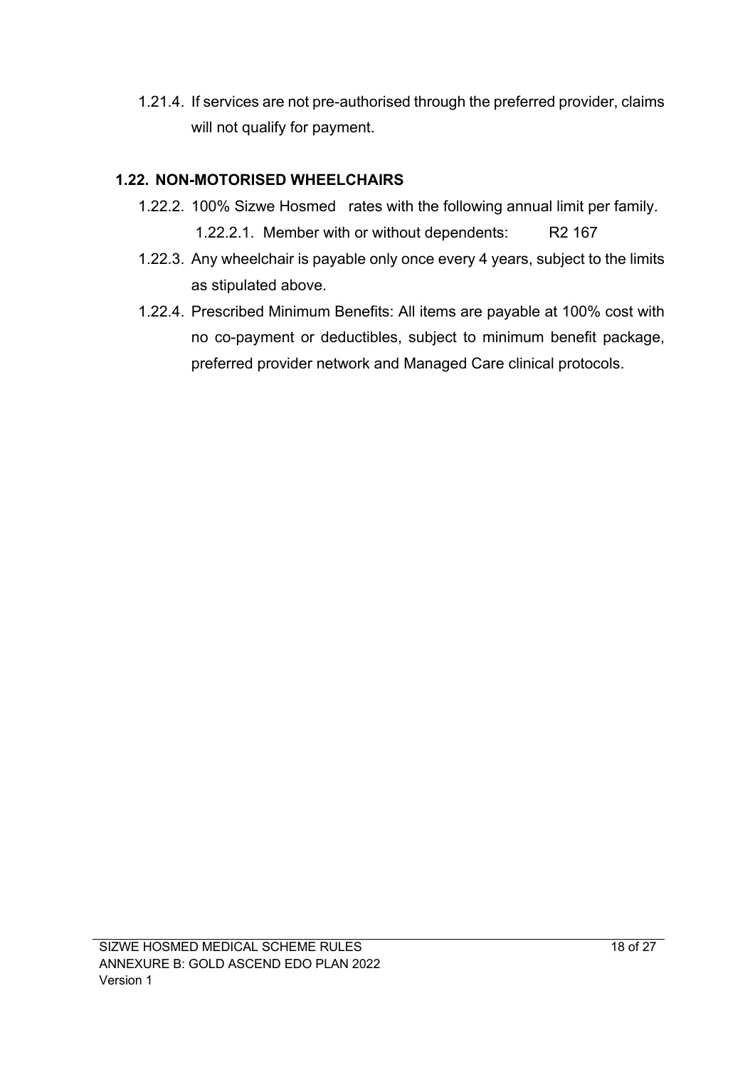1.21.4. If services are not pre-authorised through the preferred provider, claims will not qualify for payment.

### 1.22. NON-MOTORISED WHEELCHAIRS

1.22.2. 100% Sizwe Hosmed rates with the following annual limit per family.

  1.22.2.1. Member with or without dependents: R2 167

1.22.3. Any wheelchair is payable only once every 4 years, subject to the limits as stipulated above.

1.22.4. Prescribed Minimum Benefits: All items are payable at 100% cost with no co-payment or deductibles, subject to minimum benefit package, preferred provider network and Managed Care clinical protocols.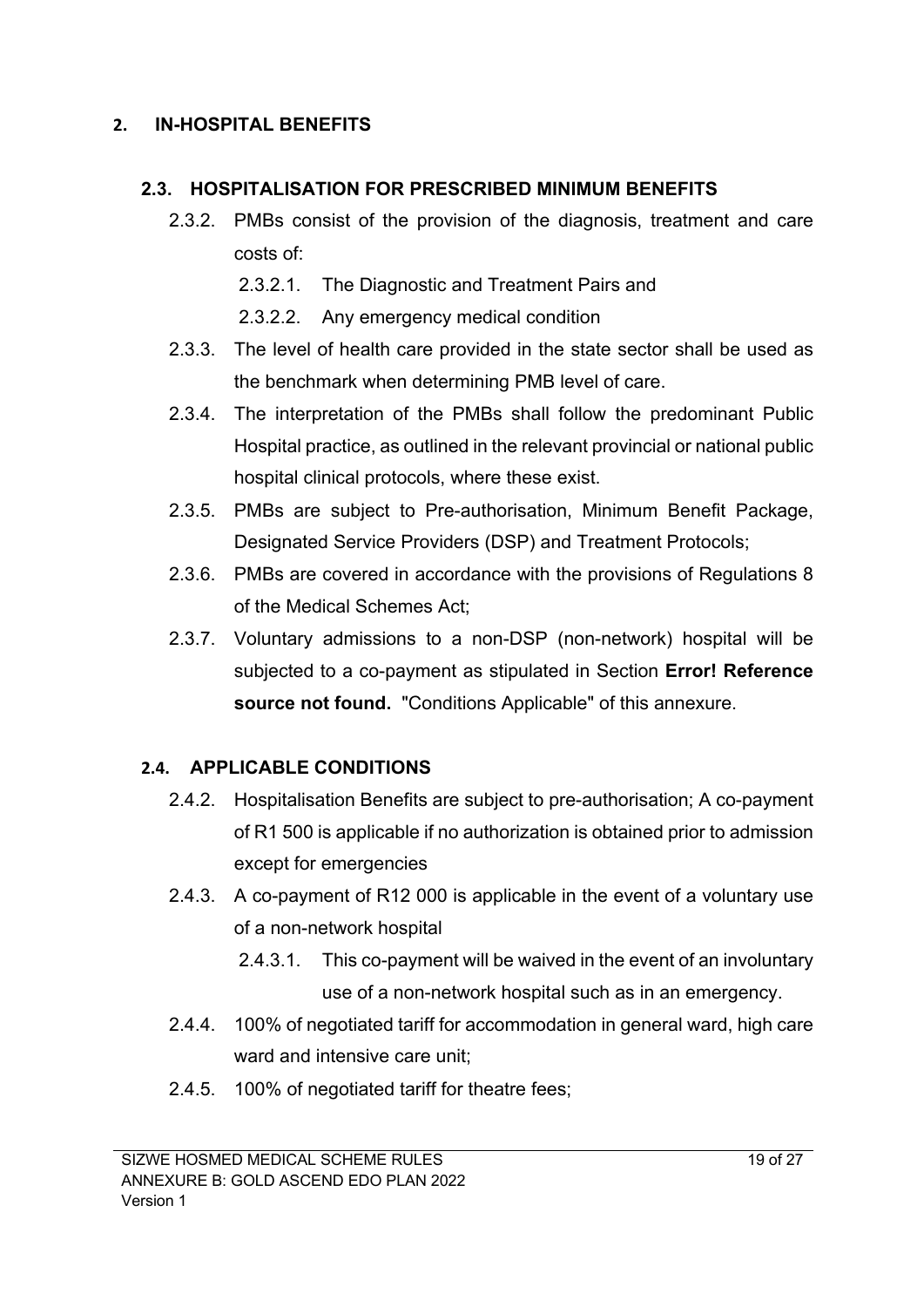## 2. IN-HOSPITAL BENEFITS

### 2.3. HOSPITALISATION FOR PRESCRIBED MINIMUM BENEFITS

2.3.2. PMBs consist of the provision of the diagnosis, treatment and care costs of:

2.3.2.1. The Diagnostic and Treatment Pairs and

2.3.2.2. Any emergency medical condition

2.3.3. The level of health care provided in the state sector shall be used as the benchmark when determining PMB level of care.

2.3.4. The interpretation of the PMBs shall follow the predominant Public Hospital practice, as outlined in the relevant provincial or national public hospital clinical protocols, where these exist.

2.3.5. PMBs are subject to Pre-authorisation, Minimum Benefit Package, Designated Service Providers (DSP) and Treatment Protocols;

2.3.6. PMBs are covered in accordance with the provisions of Regulations 8 of the Medical Schemes Act;

2.3.7. Voluntary admissions to a non-DSP (non-network) hospital will be subjected to a co-payment as stipulated in Section **Error! Reference source not found.** "Conditions Applicable" of this annexure.

### 2.4. APPLICABLE CONDITIONS

2.4.2. Hospitalisation Benefits are subject to pre-authorisation; A co-payment of R1 500 is applicable if no authorization is obtained prior to admission except for emergencies

2.4.3. A co-payment of R12 000 is applicable in the event of a voluntary use of a non-network hospital

2.4.3.1. This co-payment will be waived in the event of an involuntary use of a non-network hospital such as in an emergency.

2.4.4. 100% of negotiated tariff for accommodation in general ward, high care ward and intensive care unit;

2.4.5. 100% of negotiated tariff for theatre fees;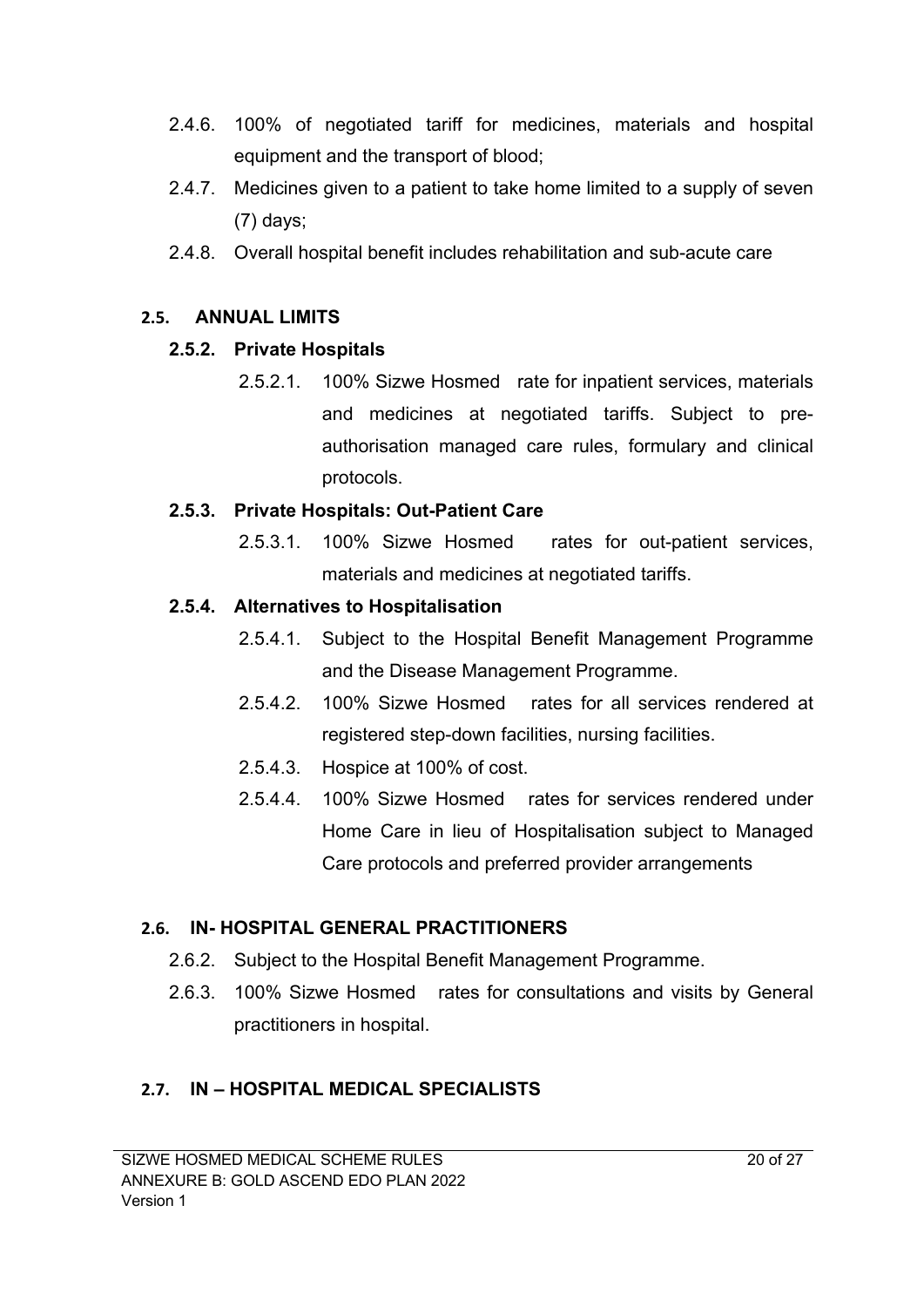2.4.6. 100% of negotiated tariff for medicines, materials and hospital equipment and the transport of blood;

2.4.7. Medicines given to a patient to take home limited to a supply of seven (7) days;

2.4.8. Overall hospital benefit includes rehabilitation and sub-acute care

## 2.5. ANNUAL LIMITS

### 2.5.2. Private Hospitals

2.5.2.1. 100% Sizwe Hosmed rate for inpatient services, materials and medicines at negotiated tariffs. Subject to pre-authorisation managed care rules, formulary and clinical protocols.

### 2.5.3. Private Hospitals: Out-Patient Care

2.5.3.1. 100% Sizwe Hosmed rates for out-patient services, materials and medicines at negotiated tariffs.

### 2.5.4. Alternatives to Hospitalisation

2.5.4.1. Subject to the Hospital Benefit Management Programme and the Disease Management Programme.

2.5.4.2. 100% Sizwe Hosmed rates for all services rendered at registered step-down facilities, nursing facilities.

2.5.4.3. Hospice at 100% of cost.

2.5.4.4. 100% Sizwe Hosmed rates for services rendered under Home Care in lieu of Hospitalisation subject to Managed Care protocols and preferred provider arrangements

## 2.6. IN- HOSPITAL GENERAL PRACTITIONERS

2.6.2. Subject to the Hospital Benefit Management Programme.

2.6.3. 100% Sizwe Hosmed rates for consultations and visits by General practitioners in hospital.

## 2.7. IN – HOSPITAL MEDICAL SPECIALISTS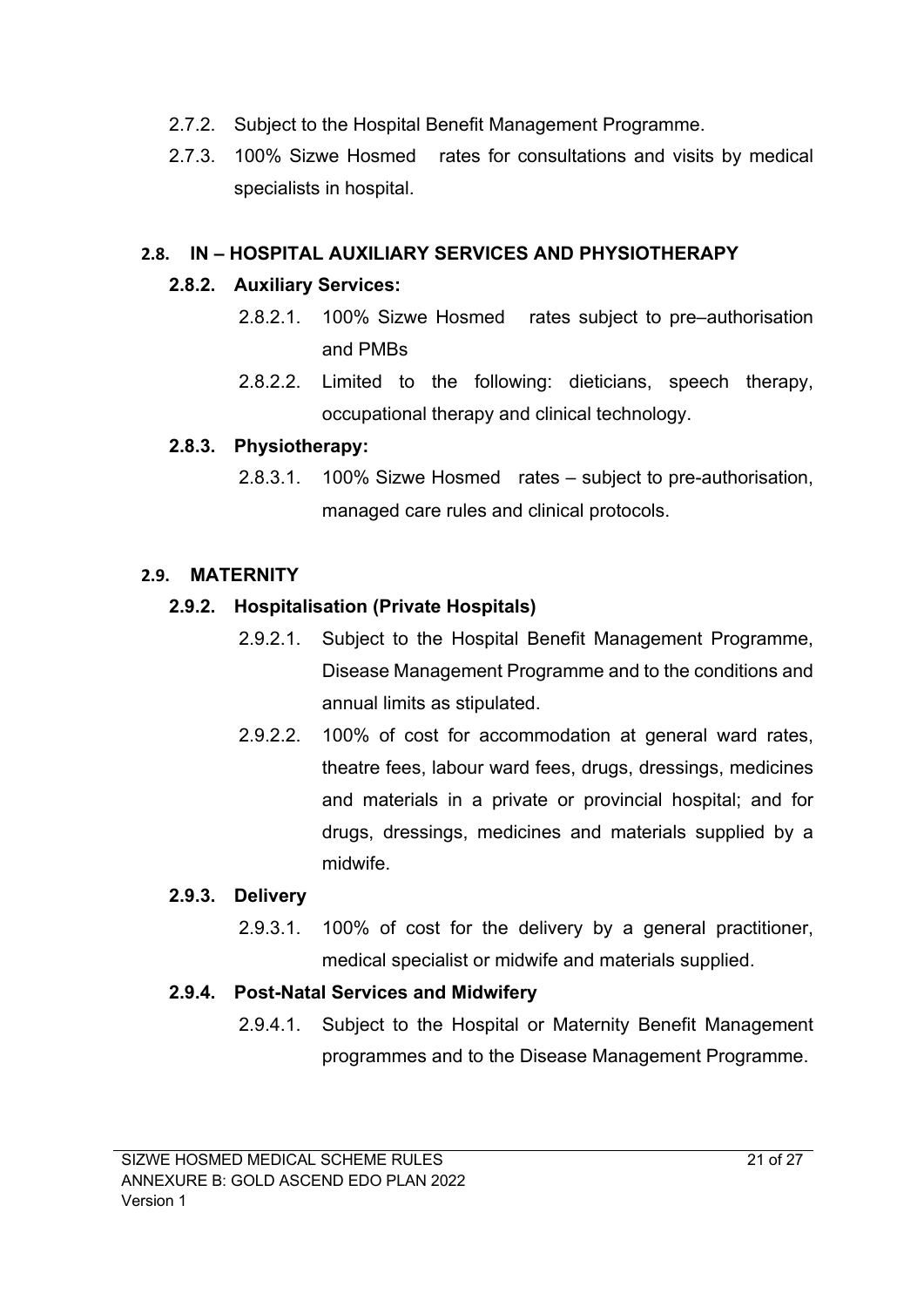2.7.2. Subject to the Hospital Benefit Management Programme.

2.7.3. 100% Sizwe Hosmed rates for consultations and visits by medical specialists in hospital.

## 2.8. IN – HOSPITAL AUXILIARY SERVICES AND PHYSIOTHERAPY

### 2.8.2. Auxiliary Services:

2.8.2.1. 100% Sizwe Hosmed rates subject to pre–authorisation and PMBs

2.8.2.2. Limited to the following: dieticians, speech therapy, occupational therapy and clinical technology.

### 2.8.3. Physiotherapy:

2.8.3.1. 100% Sizwe Hosmed rates – subject to pre-authorisation, managed care rules and clinical protocols.

## 2.9. MATERNITY

### 2.9.2. Hospitalisation (Private Hospitals)

2.9.2.1. Subject to the Hospital Benefit Management Programme, Disease Management Programme and to the conditions and annual limits as stipulated.

2.9.2.2. 100% of cost for accommodation at general ward rates, theatre fees, labour ward fees, drugs, dressings, medicines and materials in a private or provincial hospital; and for drugs, dressings, medicines and materials supplied by a midwife.

### 2.9.3. Delivery

2.9.3.1. 100% of cost for the delivery by a general practitioner, medical specialist or midwife and materials supplied.

### 2.9.4. Post-Natal Services and Midwifery

2.9.4.1. Subject to the Hospital or Maternity Benefit Management programmes and to the Disease Management Programme.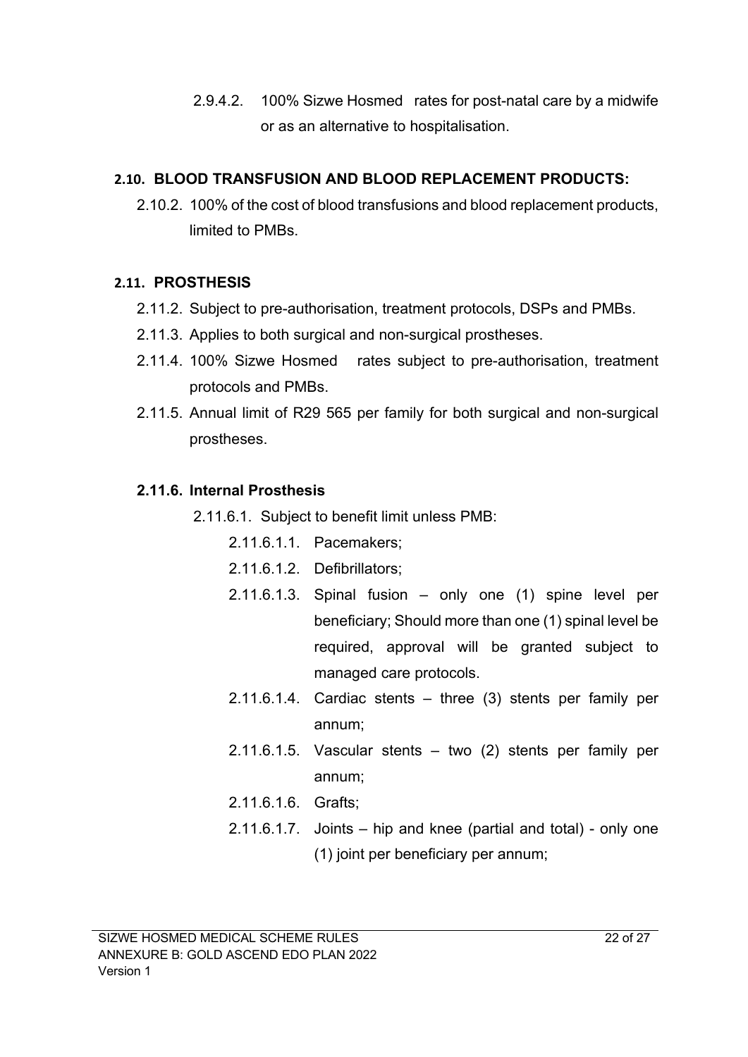2.9.4.2. 100% Sizwe Hosmed rates for post-natal care by a midwife or as an alternative to hospitalisation.

## 2.10. BLOOD TRANSFUSION AND BLOOD REPLACEMENT PRODUCTS:

2.10.2. 100% of the cost of blood transfusions and blood replacement products, limited to PMBs.

## 2.11. PROSTHESIS

2.11.2. Subject to pre-authorisation, treatment protocols, DSPs and PMBs.

2.11.3. Applies to both surgical and non-surgical prostheses.

2.11.4. 100% Sizwe Hosmed rates subject to pre-authorisation, treatment protocols and PMBs.

2.11.5. Annual limit of R29 565 per family for both surgical and non-surgical prostheses.

### 2.11.6. Internal Prosthesis

2.11.6.1. Subject to benefit limit unless PMB:

2.11.6.1.1. Pacemakers;

2.11.6.1.2. Defibrillators;

2.11.6.1.3. Spinal fusion – only one (1) spine level per beneficiary; Should more than one (1) spinal level be required, approval will be granted subject to managed care protocols.

2.11.6.1.4. Cardiac stents – three (3) stents per family per annum;

2.11.6.1.5. Vascular stents – two (2) stents per family per annum;

2.11.6.1.6. Grafts;

2.11.6.1.7. Joints – hip and knee (partial and total) - only one (1) joint per beneficiary per annum;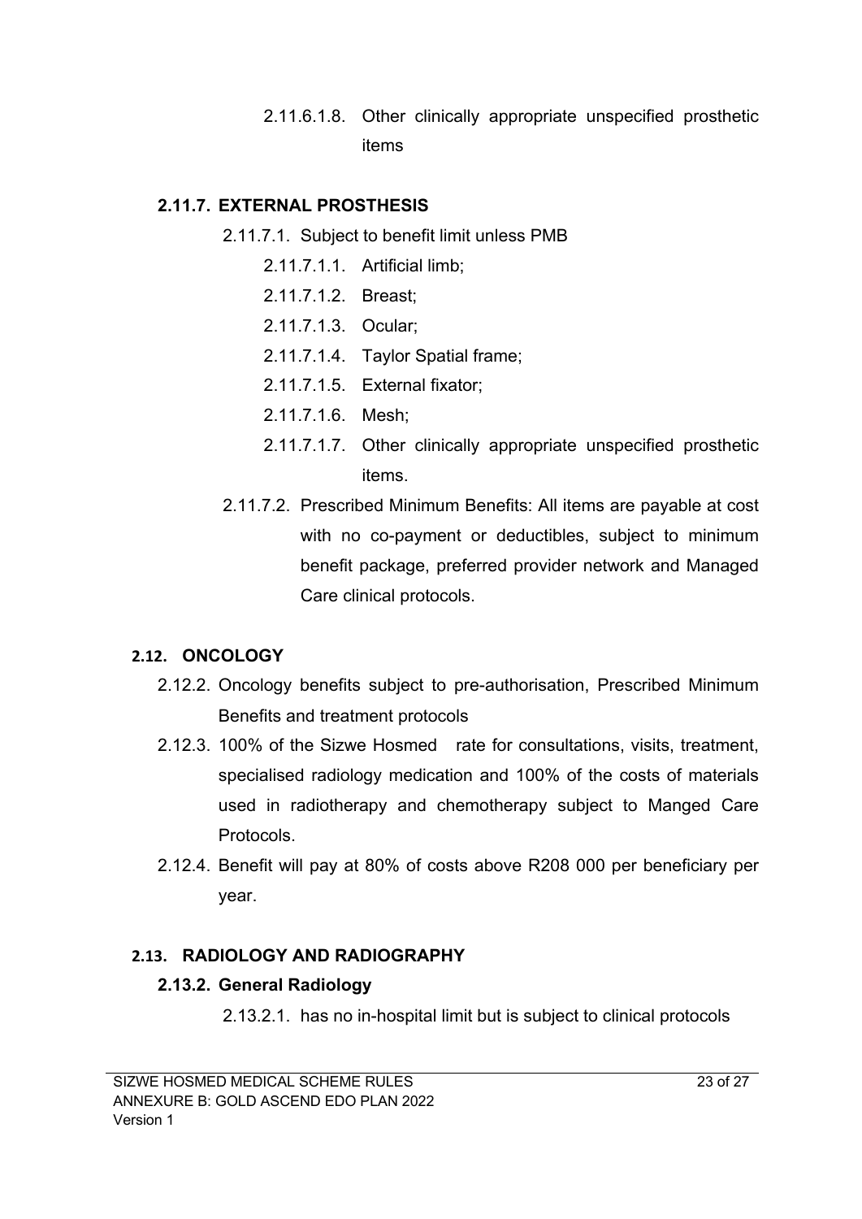2.11.6.1.8. Other clinically appropriate unspecified prosthetic items

### 2.11.7. EXTERNAL PROSTHESIS

2.11.7.1. Subject to benefit limit unless PMB

- 2.11.7.1.1. Artificial limb;
- 2.11.7.1.2. Breast;
- 2.11.7.1.3. Ocular;
- 2.11.7.1.4. Taylor Spatial frame;
- 2.11.7.1.5. External fixator;
- 2.11.7.1.6. Mesh;
- 2.11.7.1.7. Other clinically appropriate unspecified prosthetic items.

2.11.7.2. Prescribed Minimum Benefits: All items are payable at cost with no co-payment or deductibles, subject to minimum benefit package, preferred provider network and Managed Care clinical protocols.

## 2.12. ONCOLOGY

2.12.2. Oncology benefits subject to pre-authorisation, Prescribed Minimum Benefits and treatment protocols

2.12.3. 100% of the Sizwe Hosmed rate for consultations, visits, treatment, specialised radiology medication and 100% of the costs of materials used in radiotherapy and chemotherapy subject to Manged Care Protocols.

2.12.4. Benefit will pay at 80% of costs above R208 000 per beneficiary per year.

## 2.13. RADIOLOGY AND RADIOGRAPHY

### 2.13.2. General Radiology

2.13.2.1. has no in-hospital limit but is subject to clinical protocols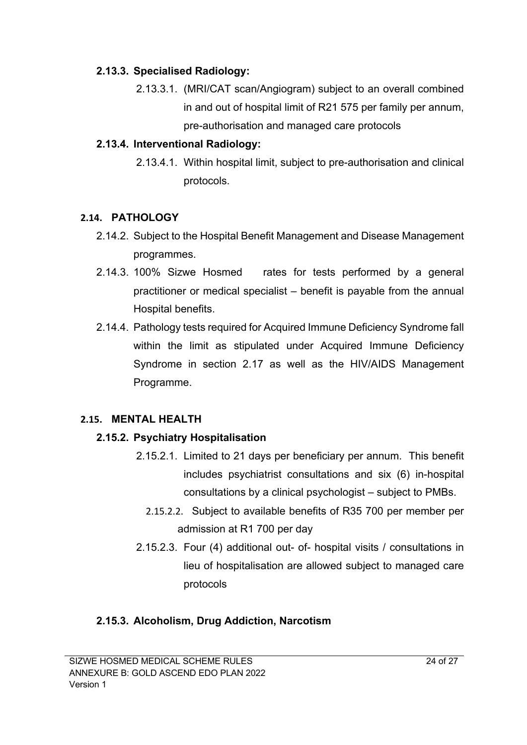### 2.13.3. Specialised Radiology:

2.13.3.1. (MRI/CAT scan/Angiogram) subject to an overall combined in and out of hospital limit of R21 575 per family per annum, pre-authorisation and managed care protocols

### 2.13.4. Interventional Radiology:

2.13.4.1. Within hospital limit, subject to pre-authorisation and clinical protocols.

## 2.14. PATHOLOGY

2.14.2. Subject to the Hospital Benefit Management and Disease Management programmes.

2.14.3. 100% Sizwe Hosmed rates for tests performed by a general practitioner or medical specialist – benefit is payable from the annual Hospital benefits.

2.14.4. Pathology tests required for Acquired Immune Deficiency Syndrome fall within the limit as stipulated under Acquired Immune Deficiency Syndrome in section 2.17 as well as the HIV/AIDS Management Programme.

## 2.15. MENTAL HEALTH

### 2.15.2. Psychiatry Hospitalisation

2.15.2.1. Limited to 21 days per beneficiary per annum. This benefit includes psychiatrist consultations and six (6) in-hospital consultations by a clinical psychologist – subject to PMBs.

2.15.2.2. Subject to available benefits of R35 700 per member per admission at R1 700 per day

2.15.2.3. Four (4) additional out- of- hospital visits / consultations in lieu of hospitalisation are allowed subject to managed care protocols

### 2.15.3. Alcoholism, Drug Addiction, Narcotism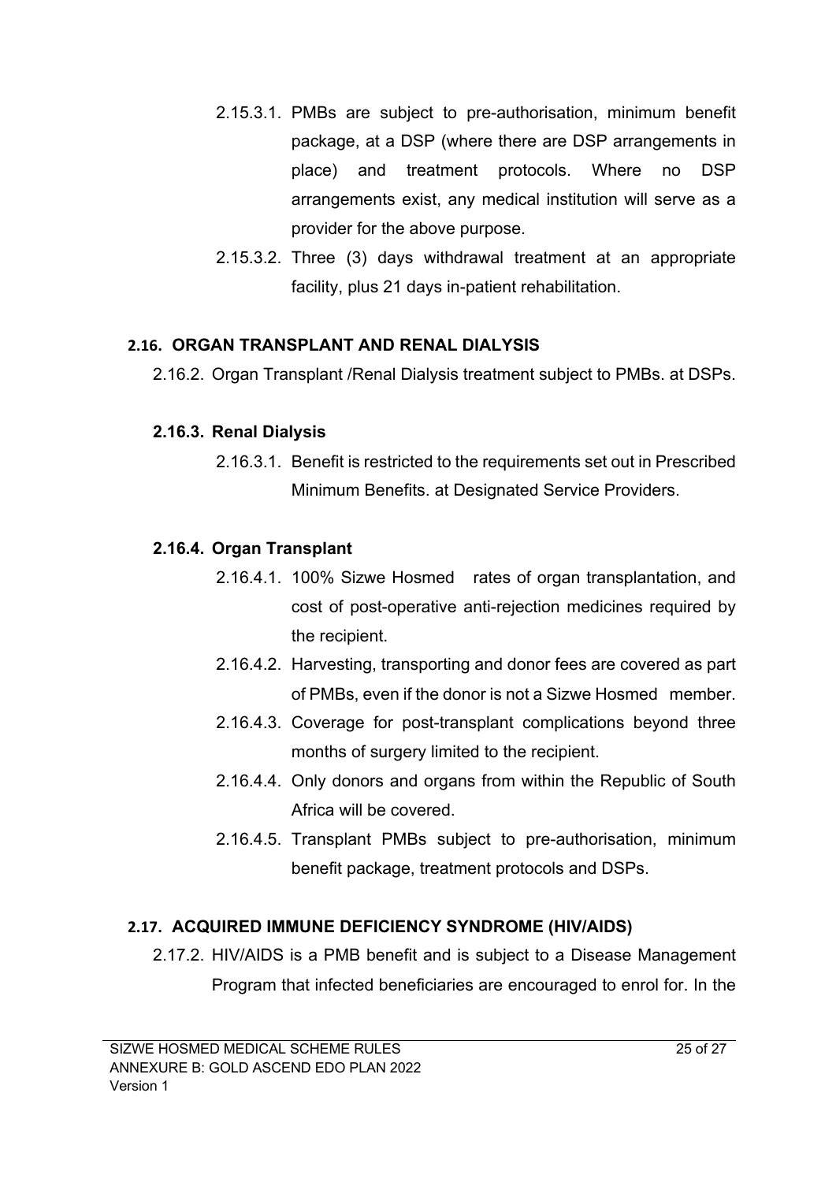2.15.3.1. PMBs are subject to pre-authorisation, minimum benefit package, at a DSP (where there are DSP arrangements in place) and treatment protocols. Where no DSP arrangements exist, any medical institution will serve as a provider for the above purpose.

2.15.3.2. Three (3) days withdrawal treatment at an appropriate facility, plus 21 days in-patient rehabilitation.

## 2.16. ORGAN TRANSPLANT AND RENAL DIALYSIS

2.16.2. Organ Transplant /Renal Dialysis treatment subject to PMBs. at DSPs.

### 2.16.3. Renal Dialysis

2.16.3.1. Benefit is restricted to the requirements set out in Prescribed Minimum Benefits. at Designated Service Providers.

### 2.16.4. Organ Transplant

2.16.4.1. 100% Sizwe Hosmed rates of organ transplantation, and cost of post-operative anti-rejection medicines required by the recipient.

2.16.4.2. Harvesting, transporting and donor fees are covered as part of PMBs, even if the donor is not a Sizwe Hosmed member.

2.16.4.3. Coverage for post-transplant complications beyond three months of surgery limited to the recipient.

2.16.4.4. Only donors and organs from within the Republic of South Africa will be covered.

2.16.4.5. Transplant PMBs subject to pre-authorisation, minimum benefit package, treatment protocols and DSPs.

## 2.17. ACQUIRED IMMUNE DEFICIENCY SYNDROME (HIV/AIDS)

2.17.2. HIV/AIDS is a PMB benefit and is subject to a Disease Management Program that infected beneficiaries are encouraged to enrol for. In the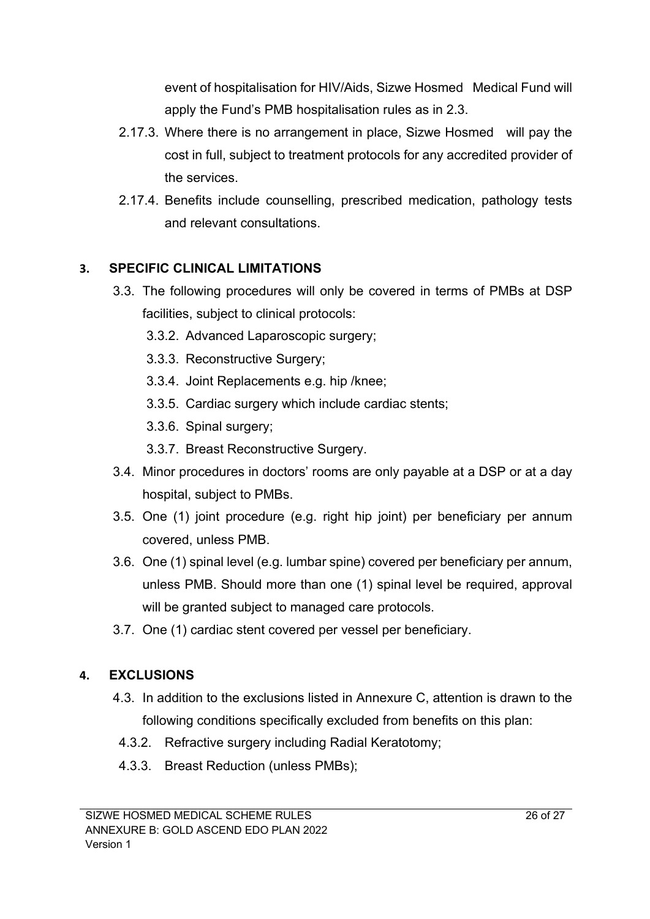event of hospitalisation for HIV/Aids, Sizwe Hosmed Medical Fund will apply the Fund's PMB hospitalisation rules as in 2.3.

2.17.3. Where there is no arrangement in place, Sizwe Hosmed will pay the cost in full, subject to treatment protocols for any accredited provider of the services.

2.17.4. Benefits include counselling, prescribed medication, pathology tests and relevant consultations.

## 3. SPECIFIC CLINICAL LIMITATIONS

3.3. The following procedures will only be covered in terms of PMBs at DSP facilities, subject to clinical protocols:

3.3.2. Advanced Laparoscopic surgery;

3.3.3. Reconstructive Surgery;

3.3.4. Joint Replacements e.g. hip /knee;

3.3.5. Cardiac surgery which include cardiac stents;

3.3.6. Spinal surgery;

3.3.7. Breast Reconstructive Surgery.

3.4. Minor procedures in doctors' rooms are only payable at a DSP or at a day hospital, subject to PMBs.

3.5. One (1) joint procedure (e.g. right hip joint) per beneficiary per annum covered, unless PMB.

3.6. One (1) spinal level (e.g. lumbar spine) covered per beneficiary per annum, unless PMB. Should more than one (1) spinal level be required, approval will be granted subject to managed care protocols.

3.7. One (1) cardiac stent covered per vessel per beneficiary.

## 4. EXCLUSIONS

4.3. In addition to the exclusions listed in Annexure C, attention is drawn to the following conditions specifically excluded from benefits on this plan:

4.3.2. Refractive surgery including Radial Keratotomy;

4.3.3. Breast Reduction (unless PMBs);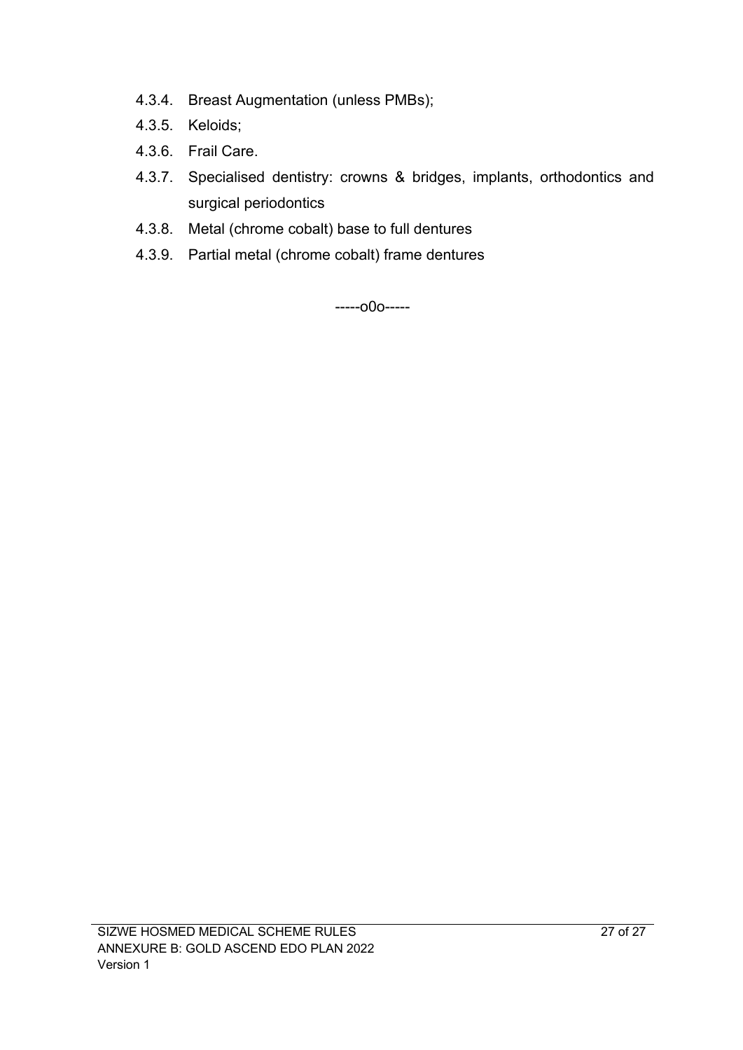4.3.4. Breast Augmentation (unless PMBs);

4.3.5. Keloids;

4.3.6. Frail Care.

4.3.7. Specialised dentistry: crowns & bridges, implants, orthodontics and surgical periodontics

4.3.8. Metal (chrome cobalt) base to full dentures

4.3.9. Partial metal (chrome cobalt) frame dentures

-----o0o-----